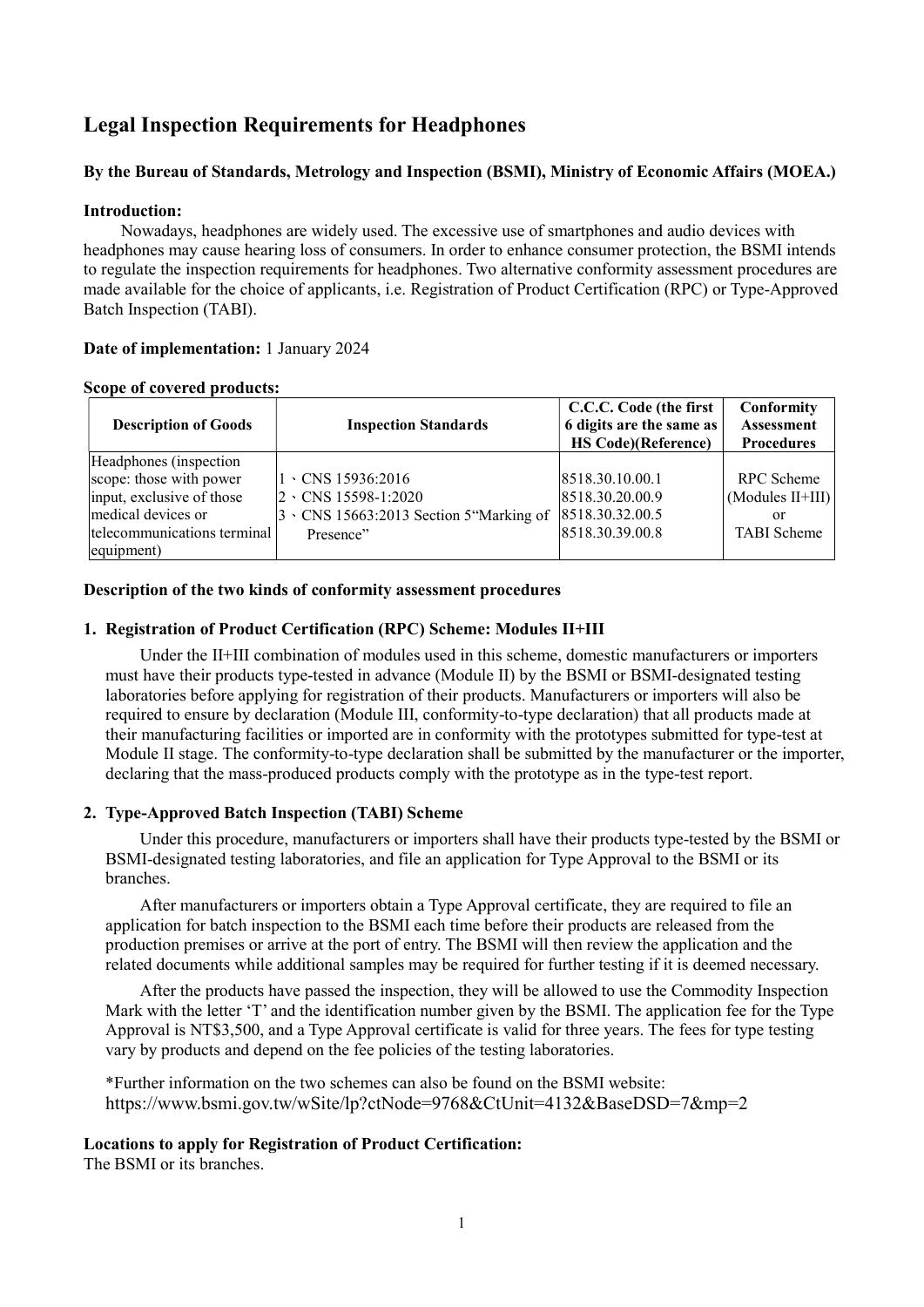# Legal Inspection Requirements for Headphones

**By the Bureau of Standards, Metrology and Inspection (BSMI), Ministry of Economic Affairs (MOEA.)**

**Introduction:**

Nowadays, headphones are widely used. The excessive use of smartphones and audio devices with headphones may cause hearing loss of consumers. In order to enhance consumer protection, the BSMI intends to regulate the inspection requirements for headphones. Two alternative conformity assessment procedures are made available for the choice of applicants, i.e. Registration of Product Certification (RPC) or Type-Approved Batch Inspection (TABI).

**Date of implementation:** 1 January 2024

**Scope of covered products:**

| Description of Goods | Inspection Standards | C.C.C. Code (the first 6 digits are the same as HS Code)(Reference) | Conformity Assessment Procedures |
|---|---|---|---|
| Headphones (inspection scope: those with power input, exclusive of those medical devices or telecommunications terminal equipment) | 1、CNS 15936:2016<br>2、CNS 15598-1:2020<br>3、CNS 15663:2013 Section 5"Marking of Presence" | 8518.30.10.00.1<br>8518.30.20.00.9<br>8518.30.32.00.5<br>8518.30.39.00.8 | RPC Scheme (Modules II+III) or TABI Scheme |

**Description of the two kinds of conformity assessment procedures**

1. **Registration of Product Certification (RPC) Scheme: Modules II+III**

   Under the II+III combination of modules used in this scheme, domestic manufacturers or importers must have their products type-tested in advance (Module II) by the BSMI or BSMI-designated testing laboratories before applying for registration of their products. Manufacturers or importers will also be required to ensure by declaration (Module III, conformity-to-type declaration) that all products made at their manufacturing facilities or imported are in conformity with the prototypes submitted for type-test at Module II stage. The conformity-to-type declaration shall be submitted by the manufacturer or the importer, declaring that the mass-produced products comply with the prototype as in the type-test report.

2. **Type-Approved Batch Inspection (TABI) Scheme**

   Under this procedure, manufacturers or importers shall have their products type-tested by the BSMI or BSMI-designated testing laboratories, and file an application for Type Approval to the BSMI or its branches.

   After manufacturers or importers obtain a Type Approval certificate, they are required to file an application for batch inspection to the BSMI each time before their products are released from the production premises or arrive at the port of entry. The BSMI will then review the application and the related documents while additional samples may be required for further testing if it is deemed necessary.

   After the products have passed the inspection, they will be allowed to use the Commodity Inspection Mark with the letter 'T' and the identification number given by the BSMI. The application fee for the Type Approval is NT$3,500, and a Type Approval certificate is valid for three years. The fees for type testing vary by products and depend on the fee policies of the testing laboratories.

   *Further information on the two schemes can also be found on the BSMI website: https://www.bsmi.gov.tw/wSite/lp?ctNode=9768&CtUnit=4132&BaseDSD=7&mp=2

**Locations to apply for Registration of Product Certification:**

The BSMI or its branches.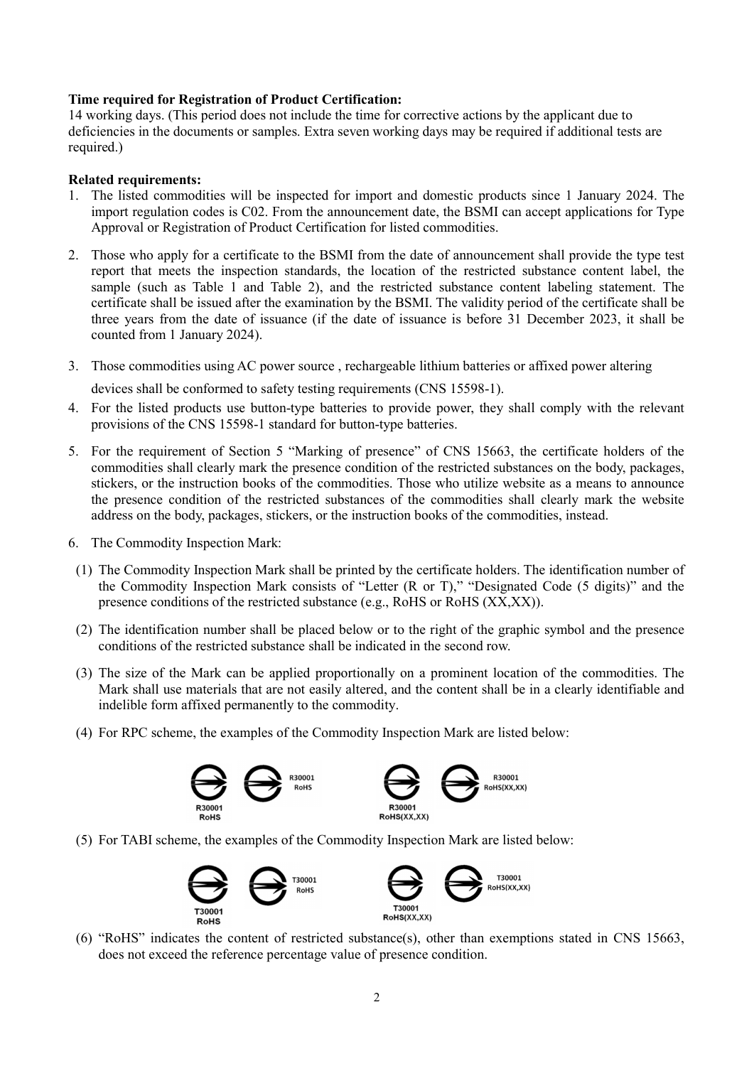**Time required for Registration of Product Certification:**
14 working days. (This period does not include the time for corrective actions by the applicant due to deficiencies in the documents or samples. Extra seven working days may be required if additional tests are required.)

**Related requirements:**

1. The listed commodities will be inspected for import and domestic products since 1 January 2024. The import regulation codes is C02. From the announcement date, the BSMI can accept applications for Type Approval or Registration of Product Certification for listed commodities.
2. Those who apply for a certificate to the BSMI from the date of announcement shall provide the type test report that meets the inspection standards, the location of the restricted substance content label, the sample (such as Table 1 and Table 2), and the restricted substance content labeling statement. The certificate shall be issued after the examination by the BSMI. The validity period of the certificate shall be three years from the date of issuance (if the date of issuance is before 31 December 2023, it shall be counted from 1 January 2024).
3. Those commodities using AC power source , rechargeable lithium batteries or affixed power altering devices shall be conformed to safety testing requirements (CNS 15598-1).
4. For the listed products use button-type batteries to provide power, they shall comply with the relevant provisions of the CNS 15598-1 standard for button-type batteries.
5. For the requirement of Section 5 "Marking of presence" of CNS 15663, the certificate holders of the commodities shall clearly mark the presence condition of the restricted substances on the body, packages, stickers, or the instruction books of the commodities. Those who utilize website as a means to announce the presence condition of the restricted substances of the commodities shall clearly mark the website address on the body, packages, stickers, or the instruction books of the commodities, instead.
6. The Commodity Inspection Mark:
   (1) The Commodity Inspection Mark shall be printed by the certificate holders. The identification number of the Commodity Inspection Mark consists of "Letter (R or T)," "Designated Code (5 digits)" and the presence conditions of the restricted substance (e.g., RoHS or RoHS (XX,XX)).
   (2) The identification number shall be placed below or to the right of the graphic symbol and the presence conditions of the restricted substance shall be indicated in the second row.
   (3) The size of the Mark can be applied proportionally on a prominent location of the commodities. The Mark shall use materials that are not easily altered, and the content shall be in a clearly identifiable and indelible form affixed permanently to the commodity.
   (4) For RPC scheme, the examples of the Commodity Inspection Mark are listed below:

   R30001 RoHS &nbsp;&nbsp; R30001 RoHS &nbsp;&nbsp; R30001 RoHS(XX,XX) &nbsp;&nbsp; R30001 RoHS(XX,XX)

   (5) For TABI scheme, the examples of the Commodity Inspection Mark are listed below:

   T30001 RoHS &nbsp;&nbsp; T30001 RoHS &nbsp;&nbsp; T30001 RoHS(XX,XX) &nbsp;&nbsp; T30001 RoHS(XX,XX)

   (6) "RoHS" indicates the content of restricted substance(s), other than exemptions stated in CNS 15663, does not exceed the reference percentage value of presence condition.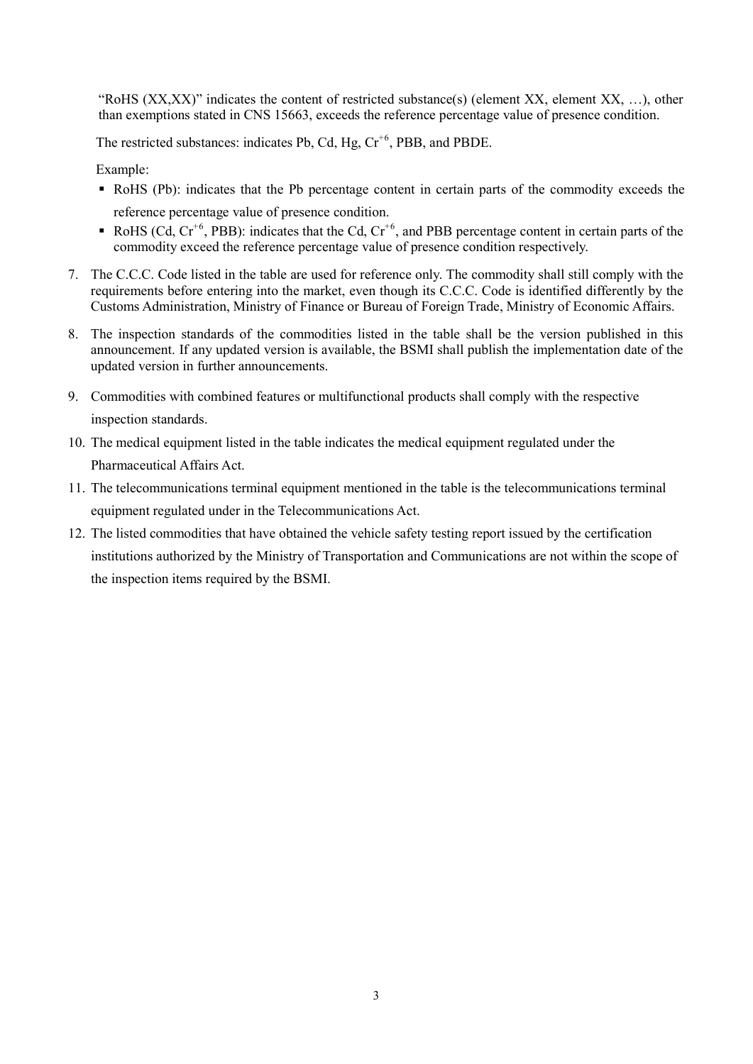"RoHS (XX,XX)" indicates the content of restricted substance(s) (element XX, element XX, …), other than exemptions stated in CNS 15663, exceeds the reference percentage value of presence condition.

The restricted substances: indicates Pb, Cd, Hg, $Cr^{+6}$, PBB, and PBDE.

Example:

- RoHS (Pb): indicates that the Pb percentage content in certain parts of the commodity exceeds the reference percentage value of presence condition.
- RoHS (Cd, $Cr^{+6}$, PBB): indicates that the Cd, $Cr^{+6}$, and PBB percentage content in certain parts of the commodity exceed the reference percentage value of presence condition respectively.

7. The C.C.C. Code listed in the table are used for reference only. The commodity shall still comply with the requirements before entering into the market, even though its C.C.C. Code is identified differently by the Customs Administration, Ministry of Finance or Bureau of Foreign Trade, Ministry of Economic Affairs.
8. The inspection standards of the commodities listed in the table shall be the version published in this announcement. If any updated version is available, the BSMI shall publish the implementation date of the updated version in further announcements.
9. Commodities with combined features or multifunctional products shall comply with the respective inspection standards.
10. The medical equipment listed in the table indicates the medical equipment regulated under the Pharmaceutical Affairs Act.
11. The telecommunications terminal equipment mentioned in the table is the telecommunications terminal equipment regulated under in the Telecommunications Act.
12. The listed commodities that have obtained the vehicle safety testing report issued by the certification institutions authorized by the Ministry of Transportation and Communications are not within the scope of the inspection items required by the BSMI.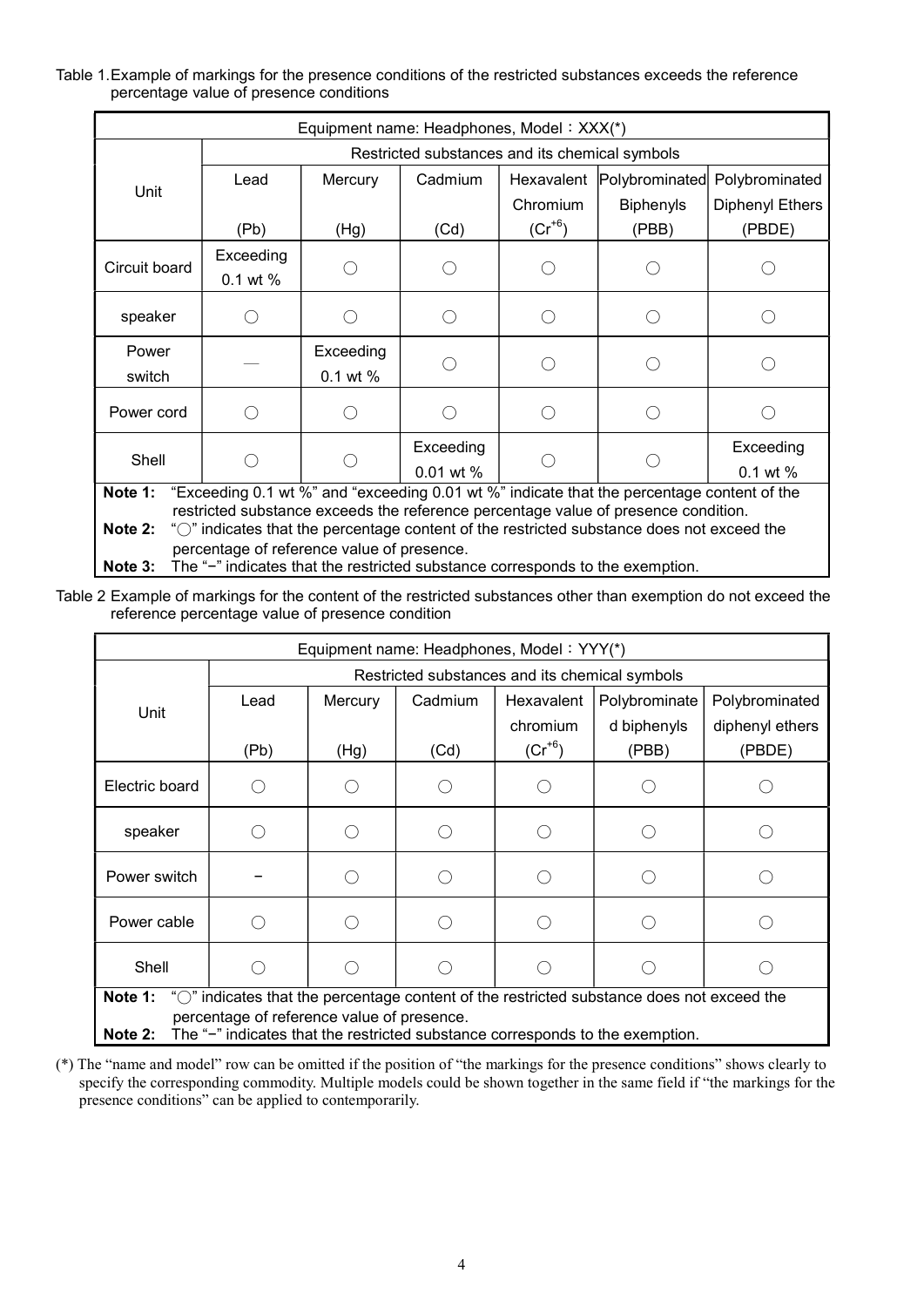Table 1.Example of markings for the presence conditions of the restricted substances exceeds the reference percentage value of presence conditions

| Equipment name: Headphones, Model：XXX(*) | | | | | | |
|---|---|---|---|---|---|---|
| Unit | Restricted substances and its chemical symbols | | | | | |
| | Lead (Pb) | Mercury (Hg) | Cadmium (Cd) | Hexavalent Chromium ($Cr^{+6}$) | Polybrominated Biphenyls (PBB) | Polybrominated Diphenyl Ethers (PBDE) |
| Circuit board | Exceeding 0.1 wt % | ○ | ○ | ○ | ○ | ○ |
| speaker | ○ | ○ | ○ | ○ | ○ | ○ |
| Power switch | — | Exceeding 0.1 wt % | ○ | ○ | ○ | ○ |
| Power cord | ○ | ○ | ○ | ○ | ○ | ○ |
| Shell | ○ | ○ | Exceeding 0.01 wt % | ○ | ○ | Exceeding 0.1 wt % |

**Note 1:** "Exceeding 0.1 wt %" and "exceeding 0.01 wt %" indicate that the percentage content of the restricted substance exceeds the reference percentage value of presence condition.
**Note 2:** "○" indicates that the percentage content of the restricted substance does not exceed the percentage of reference value of presence.
**Note 3:** The "−" indicates that the restricted substance corresponds to the exemption.

Table 2 Example of markings for the content of the restricted substances other than exemption do not exceed the reference percentage value of presence condition

| Equipment name: Headphones, Model：YYY(*) | | | | | | |
|---|---|---|---|---|---|---|
| Unit | Restricted substances and its chemical symbols | | | | | |
| | Lead (Pb) | Mercury (Hg) | Cadmium (Cd) | Hexavalent chromium ($Cr^{+6}$) | Polybrominated biphenyls (PBB) | Polybrominated diphenyl ethers (PBDE) |
| Electric board | ○ | ○ | ○ | ○ | ○ | ○ |
| speaker | ○ | ○ | ○ | ○ | ○ | ○ |
| Power switch | − | ○ | ○ | ○ | ○ | ○ |
| Power cable | ○ | ○ | ○ | ○ | ○ | ○ |
| Shell | ○ | ○ | ○ | ○ | ○ | ○ |

**Note 1:** "○" indicates that the percentage content of the restricted substance does not exceed the percentage of reference value of presence.
**Note 2:** The "−" indicates that the restricted substance corresponds to the exemption.

(*) The "name and model" row can be omitted if the position of "the markings for the presence conditions" shows clearly to specify the corresponding commodity. Multiple models could be shown together in the same field if "the markings for the presence conditions" can be applied to contemporarily.